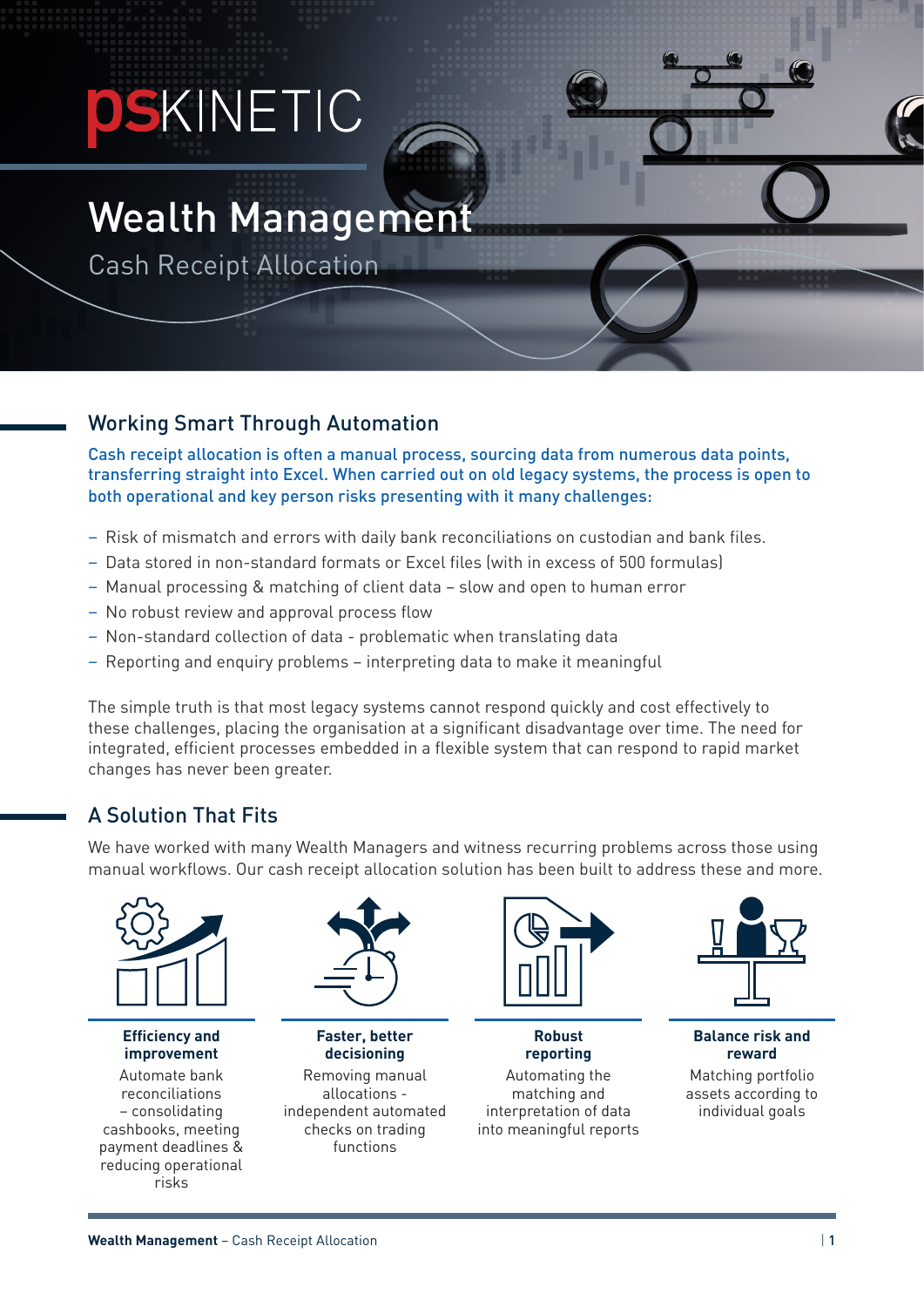# psKINETIC

# Wealth Management

Cash Receipt Allocation

## Working Smart Through Automation

Cash receipt allocation is often a manual process, sourcing data from numerous data points, transferring straight into Excel. When carried out on old legacy systems, the process is open to both operational and key person risks presenting with it many challenges:

- Risk of mismatch and errors with daily bank reconciliations on custodian and bank files.
- Data stored in non-standard formats or Excel files (with in excess of 500 formulas)
- Manual processing & matching of client data – slow and open to human error
- No robust review and approval process flow
- Non-standard collection of data - problematic when translating data
- Reporting and enquiry problems – interpreting data to make it meaningful

The simple truth is that most legacy systems cannot respond quickly and cost effectively to these challenges, placing the organisation at a significant disadvantage over time. The need for integrated, efficient processes embedded in a flexible system that can respond to rapid market changes has never been greater.

## A Solution That Fits

We have worked with many Wealth Managers and witness recurring problems across those using manual workflows. Our cash receipt allocation solution has been built to address these and more.

**Efficiency and improvement**
Automate bank reconciliations – consolidating cashbooks, meeting payment deadlines & reducing operational risks

**Faster, better decisioning**
Removing manual allocations - independent automated checks on trading functions

**Robust reporting**
Automating the matching and interpretation of data into meaningful reports

**Balance risk and reward**
Matching portfolio assets according to individual goals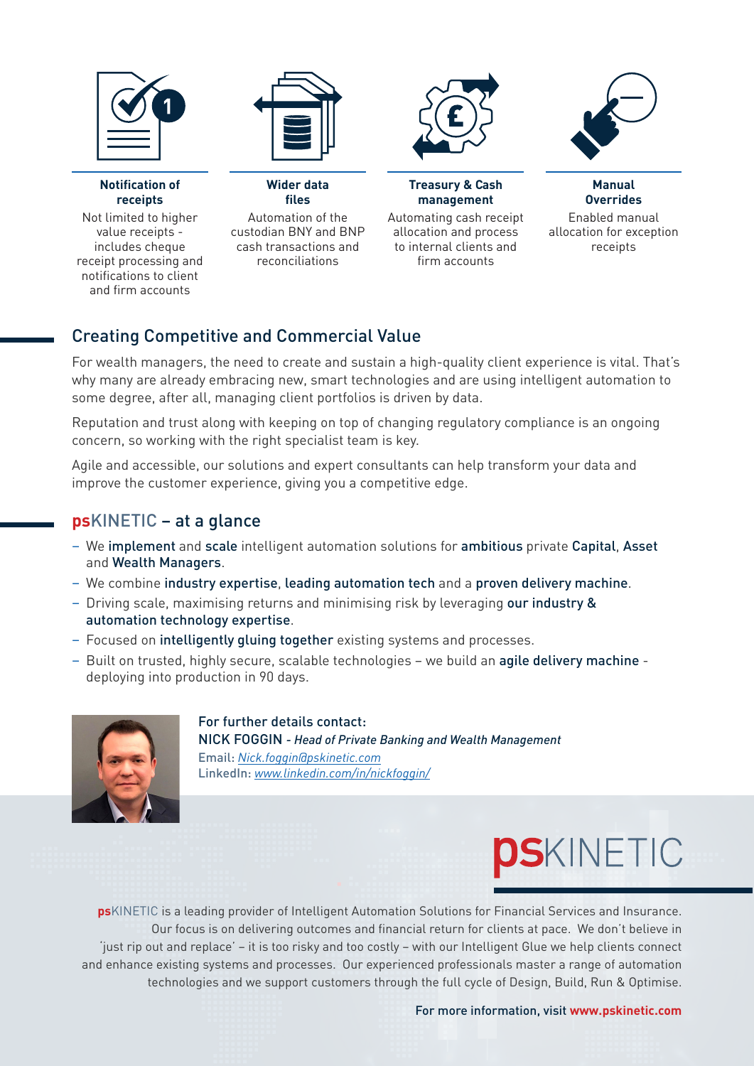**Notification of receipts**

Not limited to higher value receipts - includes cheque receipt processing and notifications to client and firm accounts

**Wider data files**

Automation of the custodian BNY and BNP cash transactions and reconciliations

**Treasury & Cash management**

Automating cash receipt allocation and process to internal clients and firm accounts

**Manual Overrides**

Enabled manual allocation for exception receipts

## Creating Competitive and Commercial Value

For wealth managers, the need to create and sustain a high-quality client experience is vital. That's why many are already embracing new, smart technologies and are using intelligent automation to some degree, after all, managing client portfolios is driven by data.

Reputation and trust along with keeping on top of changing regulatory compliance is an ongoing concern, so working with the right specialist team is key.

Agile and accessible, our solutions and expert consultants can help transform your data and improve the customer experience, giving you a competitive edge.

## psKINETIC – at a glance

- We implement and scale intelligent automation solutions for ambitious private Capital, Asset and Wealth Managers.
- We combine industry expertise, leading automation tech and a proven delivery machine.
- Driving scale, maximising returns and minimising risk by leveraging our industry & automation technology expertise.
- Focused on intelligently gluing together existing systems and processes.
- Built on trusted, highly secure, scalable technologies – we build an agile delivery machine - deploying into production in 90 days.

For further details contact:
NICK FOGGIN - *Head of Private Banking and Wealth Management*
Email: *Nick.foggin@pskinetic.com*
LinkedIn: *www.linkedin.com/in/nickfoggin/*

psKINETIC

psKINETIC is a leading provider of Intelligent Automation Solutions for Financial Services and Insurance. Our focus is on delivering outcomes and financial return for clients at pace. We don't believe in 'just rip out and replace' – it is too risky and too costly – with our Intelligent Glue we help clients connect and enhance existing systems and processes. Our experienced professionals master a range of automation technologies and we support customers through the full cycle of Design, Build, Run & Optimise.

For more information, visit **www.pskinetic.com**